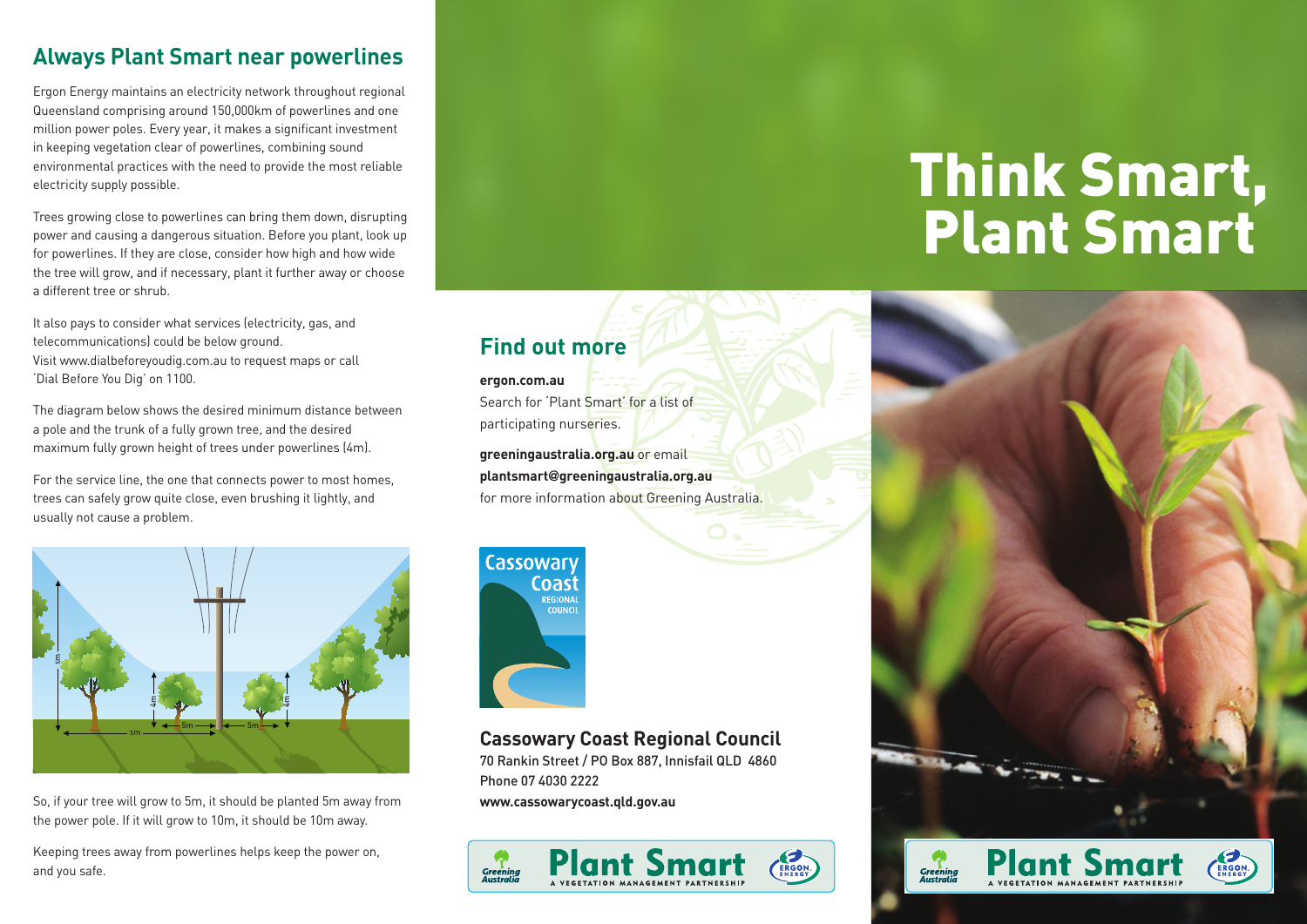## Always Plant Smart near powerlines

Ergon Energy maintains an electricity network throughout regional Queensland comprising around 150,000km of powerlines and one million power poles. Every year, it makes a significant investment in keeping vegetation clear of powerlines, combining sound environmental practices with the need to provide the most reliable electricity supply possible.

Trees growing close to powerlines can bring them down, disrupting power and causing a dangerous situation. Before you plant, look up for powerlines. If they are close, consider how high and how wide the tree will grow, and if necessary, plant it further away or choose a different tree or shrub.

It also pays to consider what services (electricity, gas, and telecommunications) could be below ground. Visit www.dialbeforeyoudig.com.au to request maps or call 'Dial Before You Dig' on 1100.

The diagram below shows the desired minimum distance between a pole and the trunk of a fully grown tree, and the desired maximum fully grown height of trees under powerlines (4m).

For the service line, the one that connects power to most homes, trees can safely grow quite close, even brushing it lightly, and usually not cause a problem.

So, if your tree will grow to 5m, it should be planted 5m away from the power pole. If it will grow to 10m, it should be 10m away.

Keeping trees away from powerlines helps keep the power on, and you safe.

## Find out more

**ergon.com.au**
Search for 'Plant Smart' for a list of participating nurseries.

**greeningaustralia.org.au** or email **plantsmart@greeningaustralia.org.au** for more information about Greening Australia.

Cassowary Coast Regional Council

**Cassowary Coast Regional Council**
70 Rankin Street / PO Box 887, Innisfail QLD 4860
Phone 07 4030 2222
**www.cassowarycoast.qld.gov.au**

Greening Australia | Plant Smart — A VEGETATION MANAGEMENT PARTNERSHIP | Ergon Energy

# Think Smart, Plant Smart

Greening Australia | Plant Smart — A VEGETATION MANAGEMENT PARTNERSHIP | Ergon Energy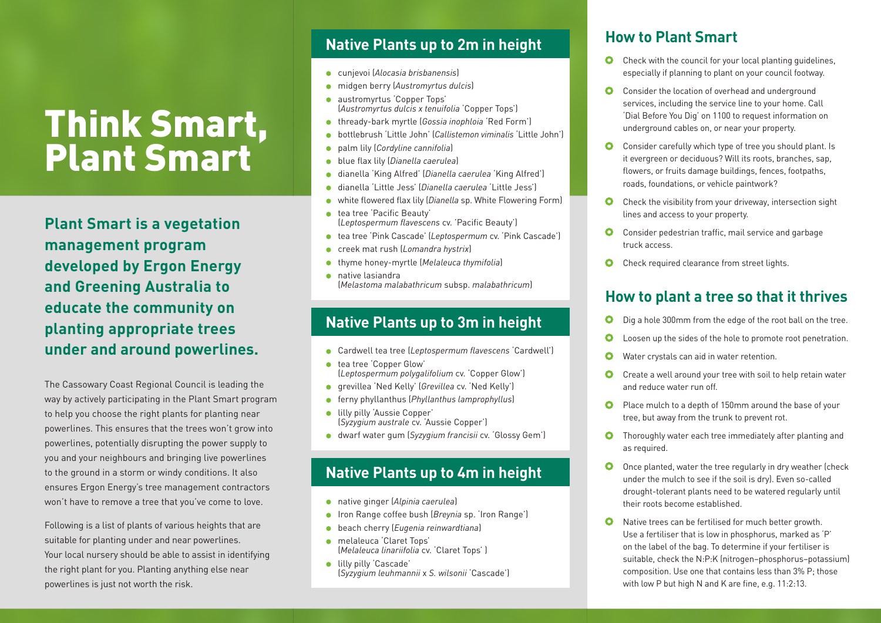# Think Smart, Plant Smart

**Plant Smart is a vegetation management program developed by Ergon Energy and Greening Australia to educate the community on planting appropriate trees under and around powerlines.**

The Cassowary Coast Regional Council is leading the way by actively participating in the Plant Smart program to help you choose the right plants for planting near powerlines. This ensures that the trees won't grow into powerlines, potentially disrupting the power supply to you and your neighbours and bringing live powerlines to the ground in a storm or windy conditions. It also ensures Ergon Energy's tree management contractors won't have to remove a tree that you've come to love.

Following is a list of plants of various heights that are suitable for planting under and near powerlines. Your local nursery should be able to assist in identifying the right plant for you. Planting anything else near powerlines is just not worth the risk.

## Native Plants up to 2m in height

- cunjevoi (*Alocasia brisbanensis*)
- midgen berry (*Austromyrtus dulcis*)
- austromyrtus 'Copper Tops' (*Austromyrtus dulcis x tenuifolia* 'Copper Tops')
- thready-bark myrtle (*Gossia inophloia* 'Red Form')
- bottlebrush 'Little John' (*Callistemon viminalis* 'Little John')
- palm lily (*Cordyline cannifolia*)
- blue flax lily (*Dianella caerulea*)
- dianella 'King Alfred' (*Dianella caerulea* 'King Alfred')
- dianella 'Little Jess' (*Dianella caerulea* 'Little Jess')
- white flowered flax lily (*Dianella* sp. White Flowering Form)
- tea tree 'Pacific Beauty' (*Leptospermum flavescens* cv. 'Pacific Beauty')
- tea tree 'Pink Cascade' (*Leptospermum* cv. 'Pink Cascade')
- creek mat rush (*Lomandra hystrix*)
- thyme honey-myrtle (*Melaleuca thymifolia*)
- native lasiandra (*Melastoma malabathricum* subsp. *malabathricum*)

## Native Plants up to 3m in height

- Cardwell tea tree (*Leptospermum flavescens* 'Cardwell')
- tea tree 'Copper Glow' (*Leptospermum polygalifolium* cv. 'Copper Glow')
- grevillea 'Ned Kelly' (*Grevillea* cv. 'Ned Kelly')
- ferny phyllanthus (*Phyllanthus lamprophyllus*)
- lilly pilly 'Aussie Copper' (*Syzygium australe* cv. 'Aussie Copper')
- dwarf water gum (*Syzygium francisii* cv. 'Glossy Gem')

## Native Plants up to 4m in height

- native ginger (*Alpinia caerulea*)
- Iron Range coffee bush (*Breynia* sp. 'Iron Range')
- beach cherry (*Eugenia reinwardtiana*)
- melaleuca 'Claret Tops' (*Melaleuca linariifolia* cv. 'Claret Tops' )
- lilly pilly 'Cascade' (*Syzygium leuhmannii* x *S. wilsonii* 'Cascade')

## How to Plant Smart

- Check with the council for your local planting guidelines, especially if planning to plant on your council footway.
- Consider the location of overhead and underground services, including the service line to your home. Call 'Dial Before You Dig' on 1100 to request information on underground cables on, or near your property.
- Consider carefully which type of tree you should plant. Is it evergreen or deciduous? Will its roots, branches, sap, flowers, or fruits damage buildings, fences, footpaths, roads, foundations, or vehicle paintwork?
- Check the visibility from your driveway, intersection sight lines and access to your property.
- Consider pedestrian traffic, mail service and garbage truck access.
- Check required clearance from street lights.

## How to plant a tree so that it thrives

- Dig a hole 300mm from the edge of the root ball on the tree.
- Loosen up the sides of the hole to promote root penetration.
- Water crystals can aid in water retention.
- Create a well around your tree with soil to help retain water and reduce water run off.
- Place mulch to a depth of 150mm around the base of your tree, but away from the trunk to prevent rot.
- Thoroughly water each tree immediately after planting and as required.
- Once planted, water the tree regularly in dry weather (check under the mulch to see if the soil is dry). Even so-called drought-tolerant plants need to be watered regularly until their roots become established.
- Native trees can be fertilised for much better growth. Use a fertiliser that is low in phosphorus, marked as 'P' on the label of the bag. To determine if your fertiliser is suitable, check the N:P:K (nitrogen–phosphorus–potassium) composition. Use one that contains less than 3% P; those with low P but high N and K are fine, e.g. 11:2:13.